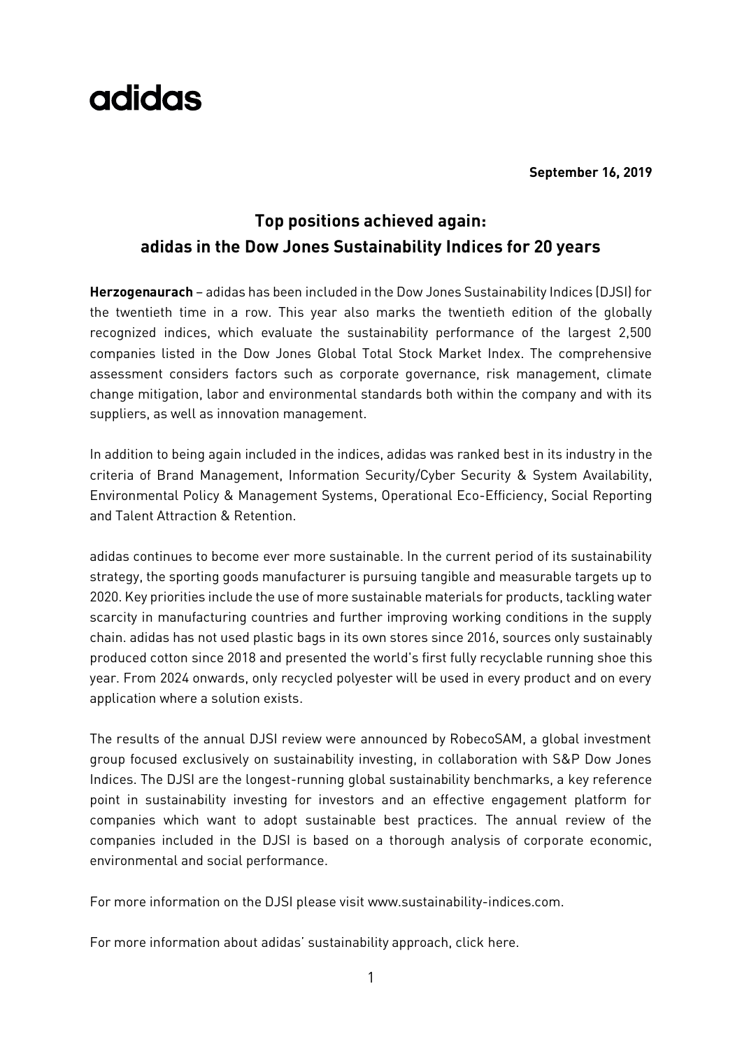adidas

**September 16, 2019**

## Top positions achieved again: adidas in the Dow Jones Sustainability Indices for 20 years

**Herzogenaurach** – adidas has been included in the Dow Jones Sustainability Indices (DJSI) for the twentieth time in a row. This year also marks the twentieth edition of the globally recognized indices, which evaluate the sustainability performance of the largest 2,500 companies listed in the Dow Jones Global Total Stock Market Index. The comprehensive assessment considers factors such as corporate governance, risk management, climate change mitigation, labor and environmental standards both within the company and with its suppliers, as well as innovation management.

In addition to being again included in the indices, adidas was ranked best in its industry in the criteria of Brand Management, Information Security/Cyber Security & System Availability, Environmental Policy & Management Systems, Operational Eco-Efficiency, Social Reporting and Talent Attraction & Retention.

adidas continues to become ever more sustainable. In the current period of its sustainability strategy, the sporting goods manufacturer is pursuing tangible and measurable targets up to 2020. Key priorities include the use of more sustainable materials for products, tackling water scarcity in manufacturing countries and further improving working conditions in the supply chain. adidas has not used plastic bags in its own stores since 2016, sources only sustainably produced cotton since 2018 and presented the world's first fully recyclable running shoe this year. From 2024 onwards, only recycled polyester will be used in every product and on every application where a solution exists.

The results of the annual DJSI review were announced by RobecoSAM, a global investment group focused exclusively on sustainability investing, in collaboration with S&P Dow Jones Indices. The DJSI are the longest-running global sustainability benchmarks, a key reference point in sustainability investing for investors and an effective engagement platform for companies which want to adopt sustainable best practices. The annual review of the companies included in the DJSI is based on a thorough analysis of corporate economic, environmental and social performance.

For more information on the DJSI please visit www.sustainability-indices.com.

For more information about adidas' sustainability approach, click here.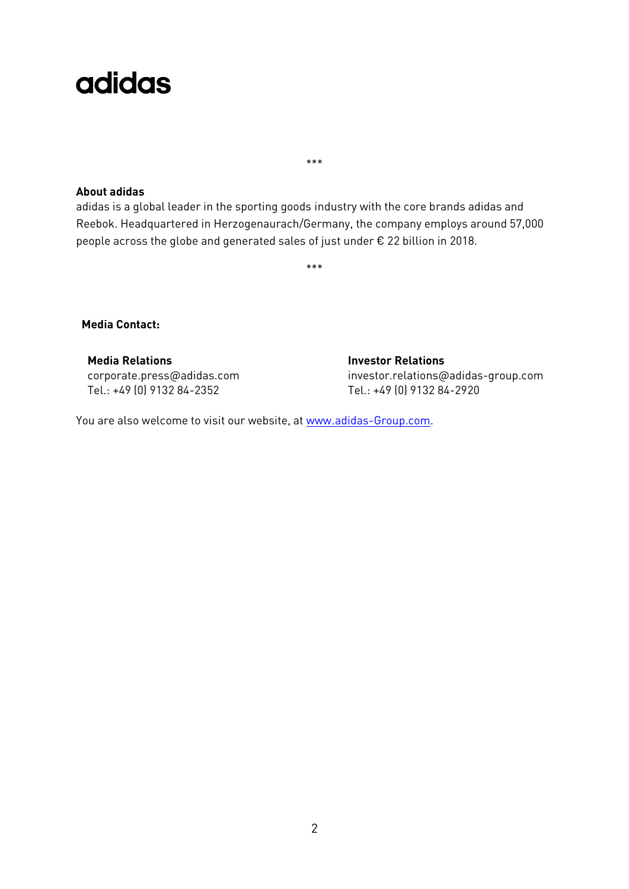adidas

***

**About adidas**

adidas is a global leader in the sporting goods industry with the core brands adidas and Reebok. Headquartered in Herzogenaurach/Germany, the company employs around 57,000 people across the globe and generated sales of just under € 22 billion in 2018.

***

**Media Contact:**

**Media Relations**
corporate.press@adidas.com
Tel.: +49 (0) 9132 84-2352

**Investor Relations**
investor.relations@adidas-group.com
Tel.: +49 (0) 9132 84-2920

You are also welcome to visit our website, at www.adidas-Group.com.